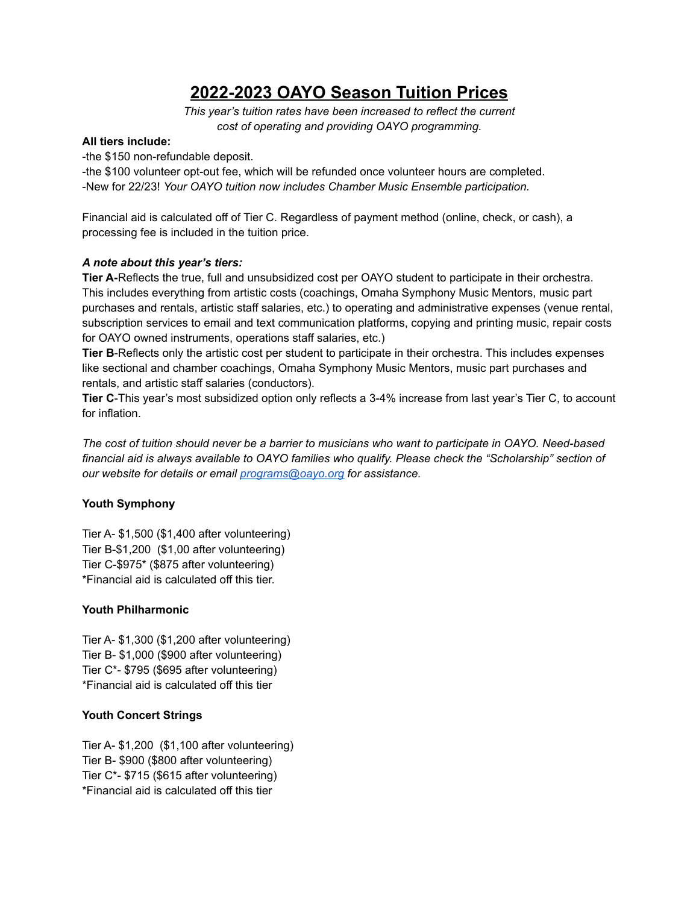# 2022-2023 OAYO Season Tuition Prices

*This year's tuition rates have been increased to reflect the current cost of operating and providing OAYO programming.*

**All tiers include:**

-the $150 non-refundable deposit.
-the $100 volunteer opt-out fee, which will be refunded once volunteer hours are completed.
-New for 22/23! *Your OAYO tuition now includes Chamber Music Ensemble participation.*

Financial aid is calculated off of Tier C. Regardless of payment method (online, check, or cash), a processing fee is included in the tuition price.

***A note about this year's tiers:***

**Tier A-**Reflects the true, full and unsubsidized cost per OAYO student to participate in their orchestra. This includes everything from artistic costs (coachings, Omaha Symphony Music Mentors, music part purchases and rentals, artistic staff salaries, etc.) to operating and administrative expenses (venue rental, subscription services to email and text communication platforms, copying and printing music, repair costs for OAYO owned instruments, operations staff salaries, etc.)
**Tier B**-Reflects only the artistic cost per student to participate in their orchestra. This includes expenses like sectional and chamber coachings, Omaha Symphony Music Mentors, music part purchases and rentals, and artistic staff salaries (conductors).
**Tier C**-This year's most subsidized option only reflects a 3-4% increase from last year's Tier C, to account for inflation.

*The cost of tuition should never be a barrier to musicians who want to participate in OAYO. Need-based financial aid is always available to OAYO families who qualify. Please check the "Scholarship" section of our website for details or email programs@oayo.org for assistance.*

**Youth Symphony**

Tier A- $1,500 ($1,400 after volunteering)
Tier B-$1,200 ($1,00 after volunteering)
Tier C-$975* ($875 after volunteering)
*Financial aid is calculated off this tier.

**Youth Philharmonic**

Tier A- $1,300 ($1,200 after volunteering)
Tier B- $1,000 ($900 after volunteering)
Tier C*- $795 ($695 after volunteering)
*Financial aid is calculated off this tier

**Youth Concert Strings**

Tier A- $1,200 ($1,100 after volunteering)
Tier B- $900 ($800 after volunteering)
Tier C*- $715 ($615 after volunteering)
*Financial aid is calculated off this tier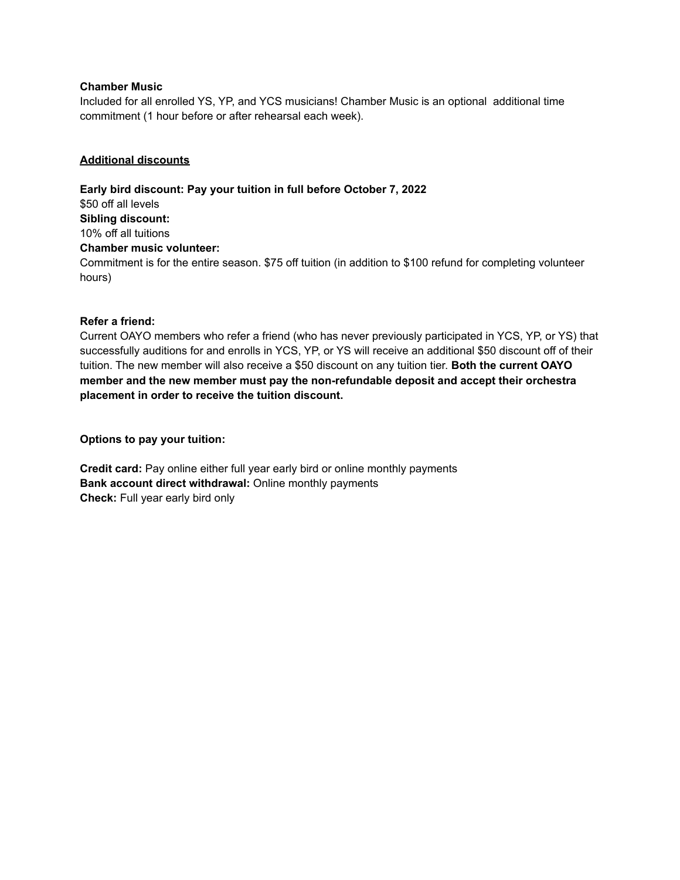**Chamber Music**
Included for all enrolled YS, YP, and YCS musicians! Chamber Music is an optional additional time commitment (1 hour before or after rehearsal each week).

**<u>Additional discounts</u>**

**Early bird discount: Pay your tuition in full before October 7, 2022**
$50 off all levels
**Sibling discount:**
10% off all tuitions
**Chamber music volunteer:**
Commitment is for the entire season. $75 off tuition (in addition to $100 refund for completing volunteer hours)

**Refer a friend:**
Current OAYO members who refer a friend (who has never previously participated in YCS, YP, or YS) that successfully auditions for and enrolls in YCS, YP, or YS will receive an additional $50 discount off of their tuition. The new member will also receive a $50 discount on any tuition tier. **Both the current OAYO member and the new member must pay the non-refundable deposit and accept their orchestra placement in order to receive the tuition discount.**

**Options to pay your tuition:**

**Credit card:** Pay online either full year early bird or online monthly payments
**Bank account direct withdrawal:** Online monthly payments
**Check:** Full year early bird only